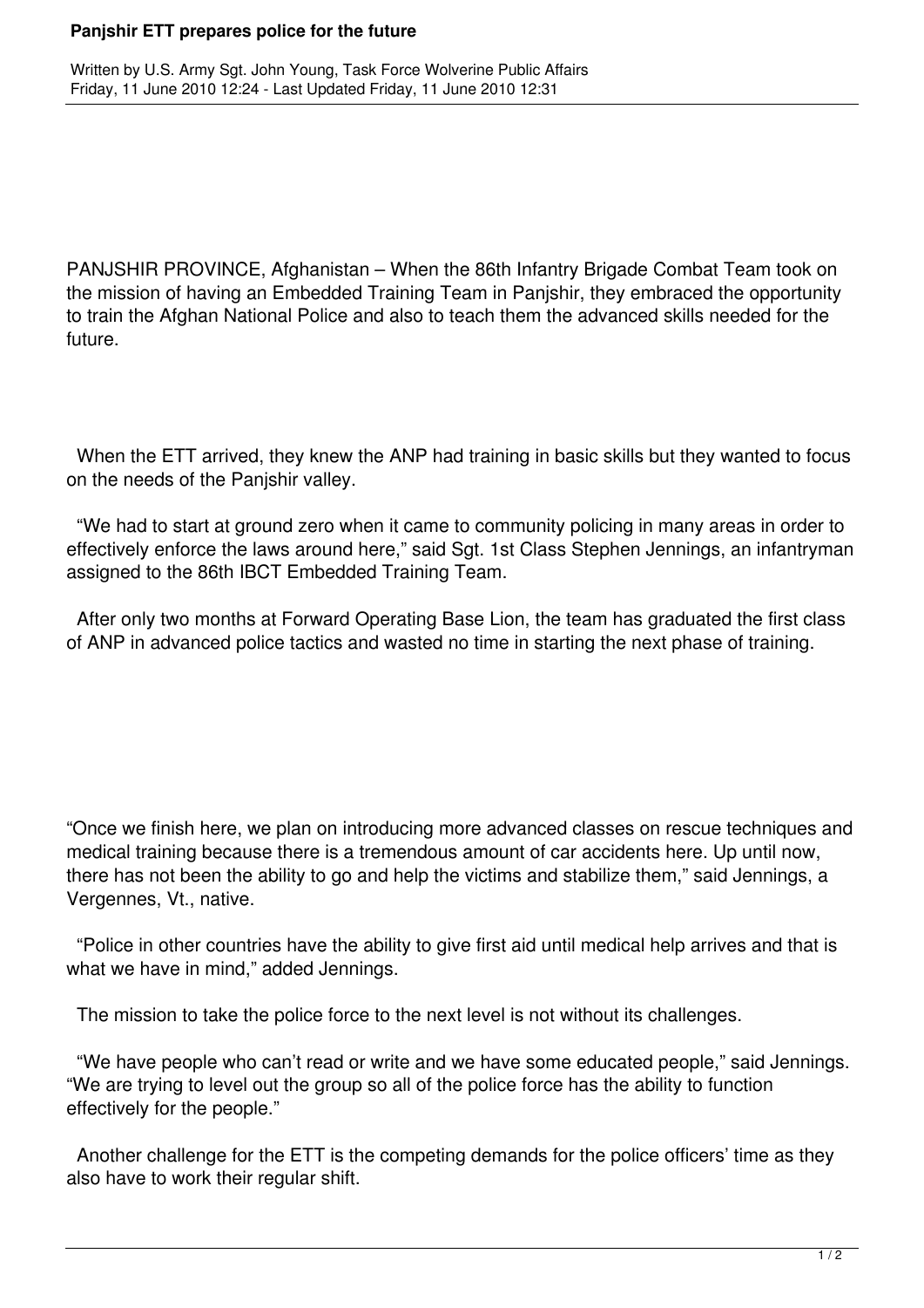# Panjshir ETT prepares police for the future

Written by U.S. Army Sgt. John Young, Task Force Wolverine Public Affairs
Friday, 11 June 2010 12:24 - Last Updated Friday, 11 June 2010 12:31

PANJSHIR PROVINCE, Afghanistan – When the 86th Infantry Brigade Combat Team took on the mission of having an Embedded Training Team in Panjshir, they embraced the opportunity to train the Afghan National Police and also to teach them the advanced skills needed for the future.

When the ETT arrived, they knew the ANP had training in basic skills but they wanted to focus on the needs of the Panjshir valley.

"We had to start at ground zero when it came to community policing in many areas in order to effectively enforce the laws around here," said Sgt. 1st Class Stephen Jennings, an infantryman assigned to the 86th IBCT Embedded Training Team.

After only two months at Forward Operating Base Lion, the team has graduated the first class of ANP in advanced police tactics and wasted no time in starting the next phase of training.

"Once we finish here, we plan on introducing more advanced classes on rescue techniques and medical training because there is a tremendous amount of car accidents here. Up until now, there has not been the ability to go and help the victims and stabilize them," said Jennings, a Vergennes, Vt., native.

"Police in other countries have the ability to give first aid until medical help arrives and that is what we have in mind," added Jennings.

The mission to take the police force to the next level is not without its challenges.

"We have people who can't read or write and we have some educated people," said Jennings. "We are trying to level out the group so all of the police force has the ability to function effectively for the people."

Another challenge for the ETT is the competing demands for the police officers' time as they also have to work their regular shift.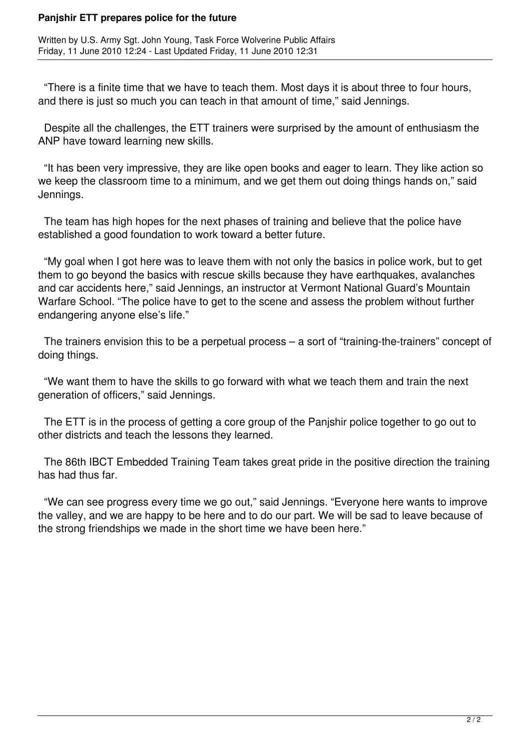"There is a finite time that we have to teach them. Most days it is about three to four hours, and there is just so much you can teach in that amount of time," said Jennings.

Despite all the challenges, the ETT trainers were surprised by the amount of enthusiasm the ANP have toward learning new skills.

"It has been very impressive, they are like open books and eager to learn. They like action so we keep the classroom time to a minimum, and we get them out doing things hands on," said Jennings.

The team has high hopes for the next phases of training and believe that the police have established a good foundation to work toward a better future.

"My goal when I got here was to leave them with not only the basics in police work, but to get them to go beyond the basics with rescue skills because they have earthquakes, avalanches and car accidents here," said Jennings, an instructor at Vermont National Guard's Mountain Warfare School. "The police have to get to the scene and assess the problem without further endangering anyone else's life."

The trainers envision this to be a perpetual process – a sort of "training-the-trainers" concept of doing things.

"We want them to have the skills to go forward with what we teach them and train the next generation of officers," said Jennings.

The ETT is in the process of getting a core group of the Panjshir police together to go out to other districts and teach the lessons they learned.

The 86th IBCT Embedded Training Team takes great pride in the positive direction the training has had thus far.

"We can see progress every time we go out," said Jennings. "Everyone here wants to improve the valley, and we are happy to be here and to do our part. We will be sad to leave because of the strong friendships we made in the short time we have been here."